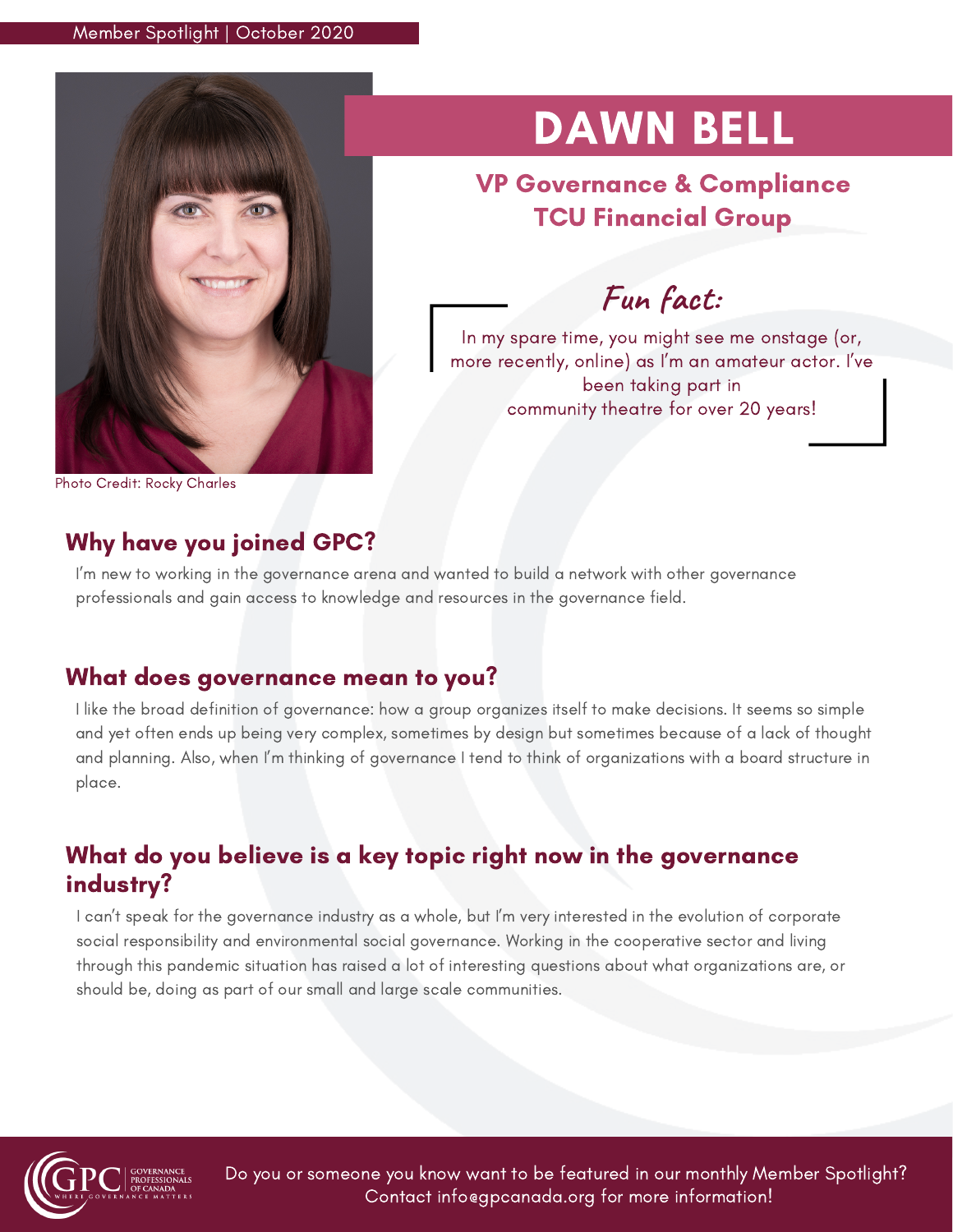Member Spotlight | October 2020

# DAWN BELL

**VP Governance & Compliance**
**TCU Financial Group**

Photo Credit: Rocky Charles

### Fun fact:

In my spare time, you might see me onstage (or, more recently, online) as I'm an amateur actor. I've been taking part in community theatre for over 20 years!

## Why have you joined GPC?

I'm new to working in the governance arena and wanted to build a network with other governance professionals and gain access to knowledge and resources in the governance field.

## What does governance mean to you?

I like the broad definition of governance: how a group organizes itself to make decisions. It seems so simple and yet often ends up being very complex, sometimes by design but sometimes because of a lack of thought and planning. Also, when I'm thinking of governance I tend to think of organizations with a board structure in place.

## What do you believe is a key topic right now in the governance industry?

I can't speak for the governance industry as a whole, but I'm very interested in the evolution of corporate social responsibility and environmental social governance. Working in the cooperative sector and living through this pandemic situation has raised a lot of interesting questions about what organizations are, or should be, doing as part of our small and large scale communities.

GPC Governance Professionals of Canada — Where Governance Matters

Do you or someone you know want to be featured in our monthly Member Spotlight? Contact info@gpcanada.org for more information!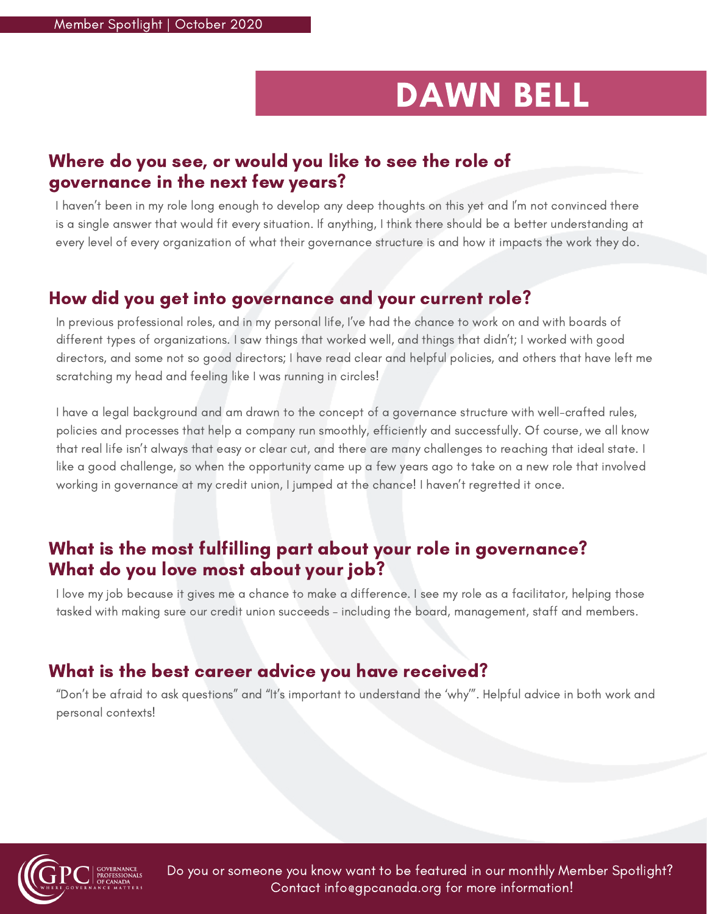# DAWN BELL

## Where do you see, or would you like to see the role of governance in the next few years?

I haven't been in my role long enough to develop any deep thoughts on this yet and I'm not convinced there is a single answer that would fit every situation. If anything, I think there should be a better understanding at every level of every organization of what their governance structure is and how it impacts the work they do.

## How did you get into governance and your current role?

In previous professional roles, and in my personal life, I've had the chance to work on and with boards of different types of organizations. I saw things that worked well, and things that didn't; I worked with good directors, and some not so good directors; I have read clear and helpful policies, and others that have left me scratching my head and feeling like I was running in circles!

I have a legal background and am drawn to the concept of a governance structure with well-crafted rules, policies and processes that help a company run smoothly, efficiently and successfully. Of course, we all know that real life isn't always that easy or clear cut, and there are many challenges to reaching that ideal state. I like a good challenge, so when the opportunity came up a few years ago to take on a new role that involved working in governance at my credit union, I jumped at the chance! I haven't regretted it once.

## What is the most fulfilling part about your role in governance? What do you love most about your job?

I love my job because it gives me a chance to make a difference. I see my role as a facilitator, helping those tasked with making sure our credit union succeeds - including the board, management, staff and members.

## What is the best career advice you have received?

"Don't be afraid to ask questions" and "It's important to understand the 'why'". Helpful advice in both work and personal contexts!

Do you or someone you know want to be featured in our monthly Member Spotlight? Contact info@gpcanada.org for more information!